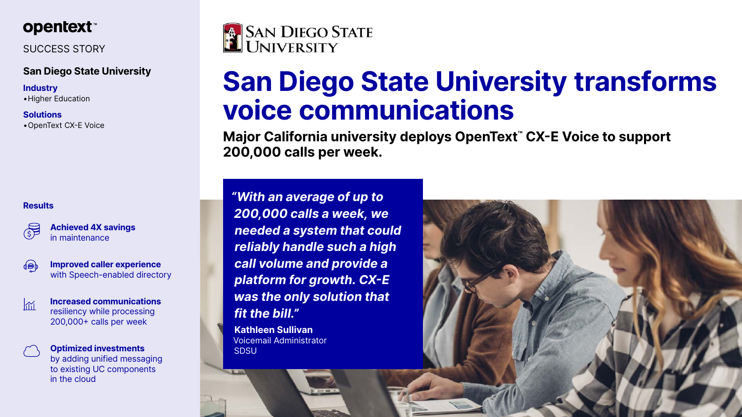opentext™

SUCCESS STORY

**San Diego State University**

**Industry**

- Higher Education

**Solutions**

- OpenText CX-E Voice

**Results**

**Achieved 4X savings** in maintenance

**Improved caller experience** with Speech-enabled directory

**Increased communications** resiliency while processing 200,000+ calls per week

**Optimized investments** by adding unified messaging to existing UC components in the cloud

SAN DIEGO STATE UNIVERSITY

# San Diego State University transforms voice communications

**Major California university deploys OpenText™ CX-E Voice to support 200,000 calls per week.**

***"With an average of up to 200,000 calls a week, we needed a system that could reliably handle such a high call volume and provide a platform for growth. CX-E was the only solution that fit the bill."***

**Kathleen Sullivan**
Voicemail Administrator
SDSU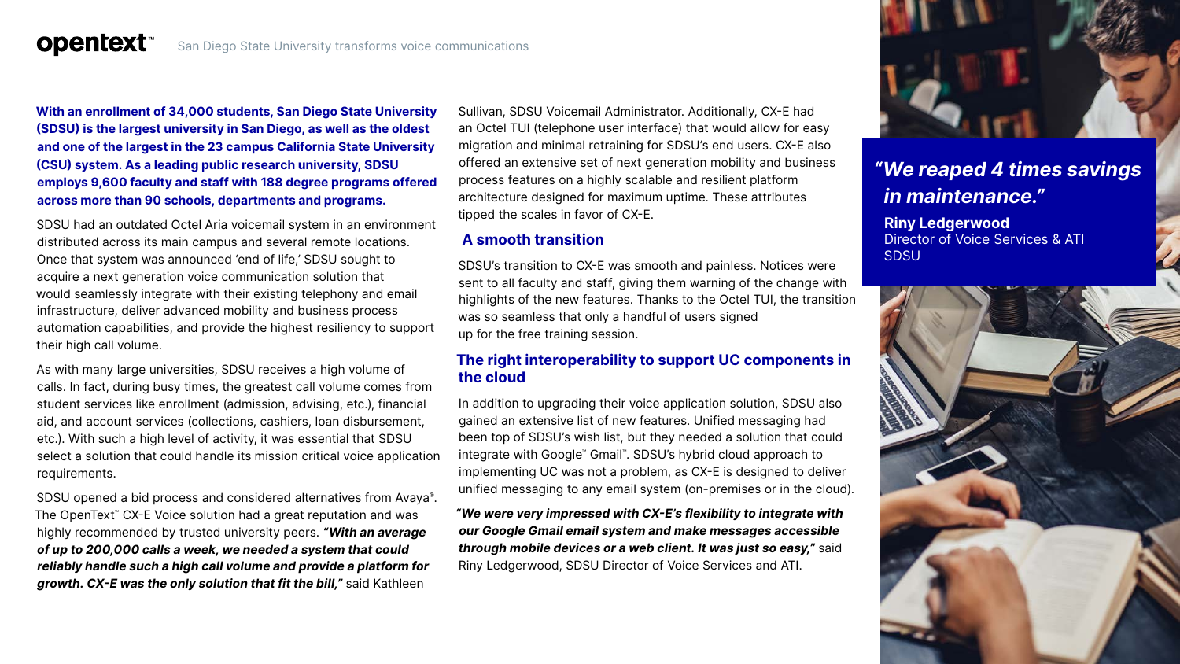**With an enrollment of 34,000 students, San Diego State University (SDSU) is the largest university in San Diego, as well as the oldest and one of the largest in the 23 campus California State University (CSU) system. As a leading public research university, SDSU employs 9,600 faculty and staff with 188 degree programs offered across more than 90 schools, departments and programs.**

SDSU had an outdated Octel Aria voicemail system in an environment distributed across its main campus and several remote locations. Once that system was announced 'end of life,' SDSU sought to acquire a next generation voice communication solution that would seamlessly integrate with their existing telephony and email infrastructure, deliver advanced mobility and business process automation capabilities, and provide the highest resiliency to support their high call volume.

As with many large universities, SDSU receives a high volume of calls. In fact, during busy times, the greatest call volume comes from student services like enrollment (admission, advising, etc.), financial aid, and account services (collections, cashiers, loan disbursement, etc.). With such a high level of activity, it was essential that SDSU select a solution that could handle its mission critical voice application requirements.

SDSU opened a bid process and considered alternatives from Avaya®. The OpenText™ CX-E Voice solution had a great reputation and was highly recommended by trusted university peers. ***"With an average of up to 200,000 calls a week, we needed a system that could reliably handle such a high call volume and provide a platform for growth. CX-E was the only solution that fit the bill,"*** said Kathleen Sullivan, SDSU Voicemail Administrator. Additionally, CX-E had an Octel TUI (telephone user interface) that would allow for easy migration and minimal retraining for SDSU's end users. CX-E also offered an extensive set of next generation mobility and business process features on a highly scalable and resilient platform architecture designed for maximum uptime. These attributes tipped the scales in favor of CX-E.

## A smooth transition

SDSU's transition to CX-E was smooth and painless. Notices were sent to all faculty and staff, giving them warning of the change with highlights of the new features. Thanks to the Octel TUI, the transition was so seamless that only a handful of users signed up for the free training session.

## The right interoperability to support UC components in the cloud

In addition to upgrading their voice application solution, SDSU also gained an extensive list of new features. Unified messaging had been top of SDSU's wish list, but they needed a solution that could integrate with Google™ Gmail™. SDSU's hybrid cloud approach to implementing UC was not a problem, as CX-E is designed to deliver unified messaging to any email system (on-premises or in the cloud).

***"We were very impressed with CX-E's flexibility to integrate with our Google Gmail email system and make messages accessible through mobile devices or a web client. It was just so easy,"*** said Riny Ledgerwood, SDSU Director of Voice Services and ATI.

> ***"We reaped 4 times savings in maintenance."***
>
> **Riny Ledgerwood**
> Director of Voice Services & ATI
> SDSU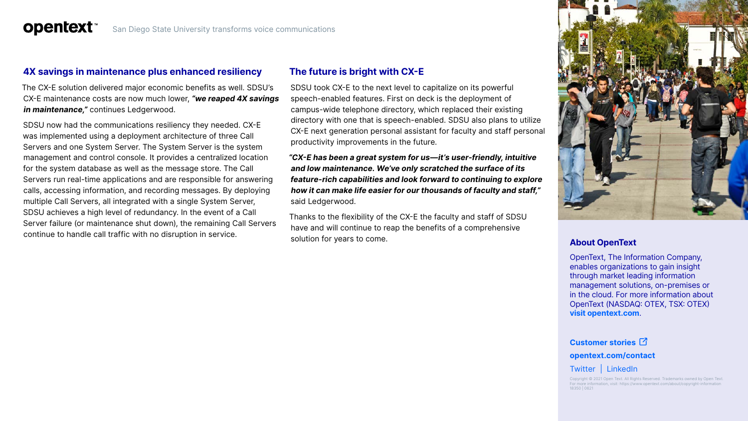## 4X savings in maintenance plus enhanced resiliency

The CX-E solution delivered major economic benefits as well. SDSU's CX-E maintenance costs are now much lower, ***"we reaped 4X savings in maintenance,"*** continues Ledgerwood.

SDSU now had the communications resiliency they needed. CX-E was implemented using a deployment architecture of three Call Servers and one System Server. The System Server is the system management and control console. It provides a centralized location for the system database as well as the message store. The Call Servers run real-time applications and are responsible for answering calls, accessing information, and recording messages. By deploying multiple Call Servers, all integrated with a single System Server, SDSU achieves a high level of redundancy. In the event of a Call Server failure (or maintenance shut down), the remaining Call Servers continue to handle call traffic with no disruption in service.

## The future is bright with CX-E

SDSU took CX-E to the next level to capitalize on its powerful speech-enabled features. First on deck is the deployment of campus-wide telephone directory, which replaced their existing directory with one that is speech-enabled. SDSU also plans to utilize CX-E next generation personal assistant for faculty and staff personal productivity improvements in the future.

***"CX-E has been a great system for us—it's user-friendly, intuitive and low maintenance. We've only scratched the surface of its feature-rich capabilities and look forward to continuing to explore how it can make life easier for our thousands of faculty and staff,"*** said Ledgerwood.

Thanks to the flexibility of the CX-E the faculty and staff of SDSU have and will continue to reap the benefits of a comprehensive solution for years to come.

### About OpenText

OpenText, The Information Company, enables organizations to gain insight through market leading information management solutions, on-premises or in the cloud. For more information about OpenText (NASDAQ: OTEX, TSX: OTEX) **visit opentext.com**.

**Customer stories**

**opentext.com/contact**

Twitter | LinkedIn

Copyright © 2021 Open Text. All Rights Reserved. Trademarks owned by Open Text. For more information, visit: https://www.opentext.com/about/copyright-information 18350 | 0621